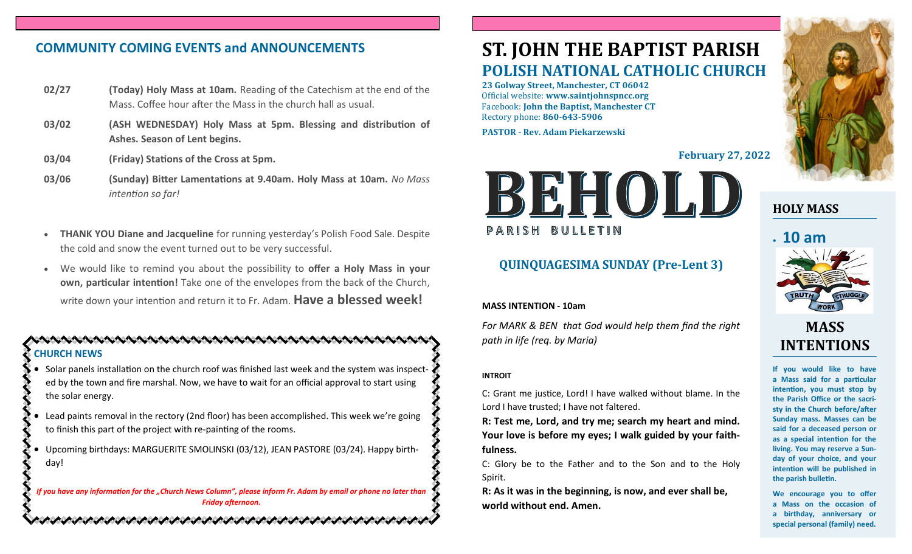## COMMUNITY COMING EVENTS and ANNOUNCEMENTS

| | |
|---|---|
| 02/27 | **(Today) Holy Mass at 10am.** Reading of the Catechism at the end of the Mass. Coffee hour after the Mass in the church hall as usual. |
| 03/02 | **(ASH WEDNESDAY) Holy Mass at 5pm. Blessing and distribution of Ashes. Season of Lent begins.** |
| 03/04 | **(Friday) Stations of the Cross at 5pm.** |
| 03/06 | **(Sunday) Bitter Lamentations at 9.40am. Holy Mass at 10am.** *No Mass intention so far!* |

- **THANK YOU Diane and Jacqueline** for running yesterday's Polish Food Sale. Despite the cold and snow the event turned out to be very successful.
- We would like to remind you about the possibility to **offer a Holy Mass in your own, particular intention!** Take one of the envelopes from the back of the Church, write down your intention and return it to Fr. Adam. **Have a blessed week!**

### CHURCH NEWS

- Solar panels installation on the church roof was finished last week and the system was inspected by the town and fire marshal. Now, we have to wait for an official approval to start using the solar energy.
- Lead paints removal in the rectory (2nd floor) has been accomplished. This week we're going to finish this part of the project with re-painting of the rooms.
- Upcoming birthdays: MARGUERITE SMOLINSKI (03/12), JEAN PASTORE (03/24). Happy birthday!

***If you have any information for the „Church News Column", please inform Fr. Adam by email or phone no later than Friday afternoon.***

# ST. JOHN THE BAPTIST PARISH
## POLISH NATIONAL CATHOLIC CHURCH

**23 Golway Street, Manchester, CT 06042**
Official website: **www.saintjohnspncc.org**
Facebook: **John the Baptist, Manchester CT**
Rectory phone: **860-643-5906**

**PASTOR - Rev. Adam Piekarzewski**

**February 27, 2022**

# BEHOLD
PARISH BULLETIN

## QUINQUAGESIMA SUNDAY (Pre-Lent 3)

**MASS INTENTION - 10am**

*For MARK & BEN that God would help them find the right path in life (req. by Maria)*

**INTROIT**

C: Grant me justice, Lord! I have walked without blame. In the Lord I have trusted; I have not faltered.

**R: Test me, Lord, and try me; search my heart and mind. Your love is before my eyes; I walk guided by your faithfulness.**

C: Glory be to the Father and to the Son and to the Holy Spirit.

**R: As it was in the beginning, is now, and ever shall be, world without end. Amen.**

### HOLY MASS

- **10 am**

TRUTH · WORK · STRUGGLE

### MASS INTENTIONS

**If you would like to have a Mass said for a particular intention, you must stop by the Parish Office or the sacristy in the Church before/after Sunday mass. Masses can be said for a deceased person or as a special intention for the living. You may reserve a Sunday of your choice, and your intention will be published in the parish bulletin.**

**We encourage you to offer a Mass on the occasion of a birthday, anniversary or special personal (family) need.**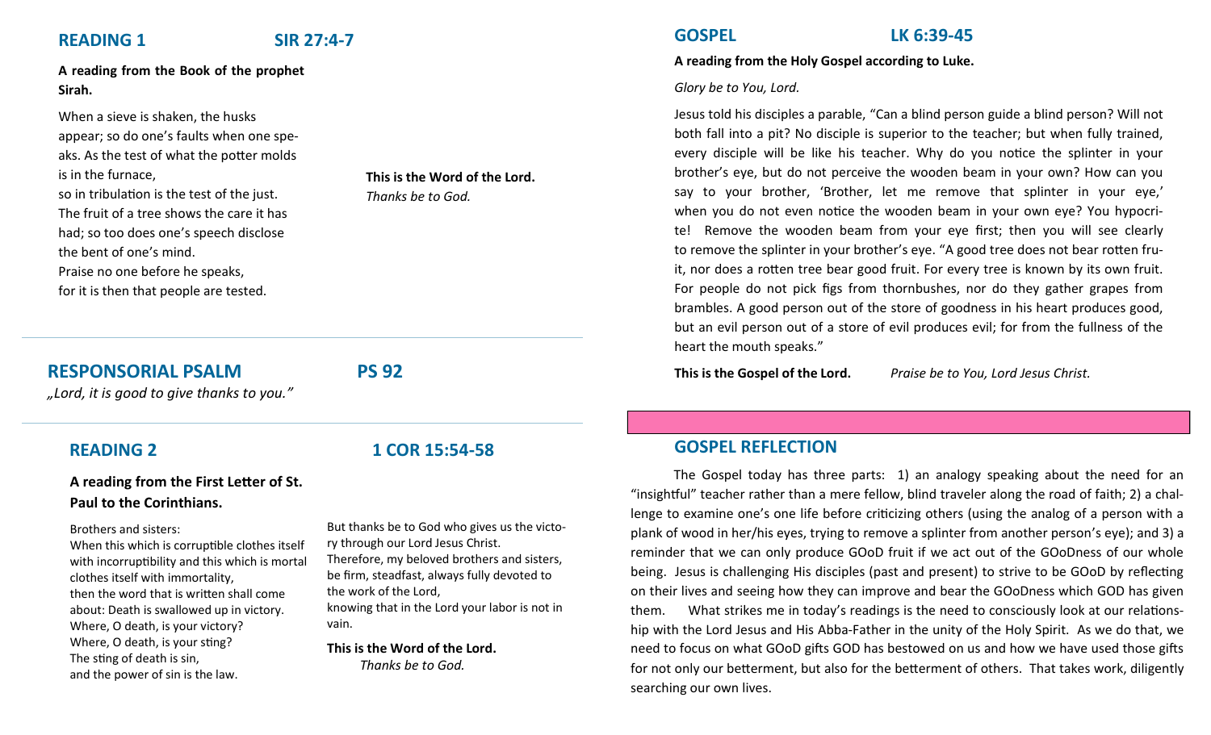## READING 1 SIR 27:4-7

**A reading from the Book of the prophet Sirah.**

When a sieve is shaken, the husks appear; so do one's faults when one speaks. As the test of what the potter molds is in the furnace,
so in tribulation is the test of the just.
The fruit of a tree shows the care it has had; so too does one's speech disclose the bent of one's mind.
Praise no one before he speaks,
for it is then that people are tested.

**This is the Word of the Lord.**
*Thanks be to God.*

## RESPONSORIAL PSALM PS 92

*„Lord, it is good to give thanks to you."*

## READING 2 1 COR 15:54-58

**A reading from the First Letter of St. Paul to the Corinthians.**

Brothers and sisters:
When this which is corruptible clothes itself with incorruptibility and this which is mortal clothes itself with immortality,
then the word that is written shall come about: Death is swallowed up in victory.
Where, O death, is your victory?
Where, O death, is your sting?
The sting of death is sin,
and the power of sin is the law.
But thanks be to God who gives us the victory through our Lord Jesus Christ.
Therefore, my beloved brothers and sisters, be firm, steadfast, always fully devoted to the work of the Lord,
knowing that in the Lord your labor is not in vain.

**This is the Word of the Lord.**
*Thanks be to God.*

## GOSPEL LK 6:39-45

**A reading from the Holy Gospel according to Luke.**

*Glory be to You, Lord.*

Jesus told his disciples a parable, "Can a blind person guide a blind person? Will not both fall into a pit? No disciple is superior to the teacher; but when fully trained, every disciple will be like his teacher. Why do you notice the splinter in your brother's eye, but do not perceive the wooden beam in your own? How can you say to your brother, 'Brother, let me remove that splinter in your eye,' when you do not even notice the wooden beam in your own eye? You hypocrite! Remove the wooden beam from your eye first; then you will see clearly to remove the splinter in your brother's eye. "A good tree does not bear rotten fruit, nor does a rotten tree bear good fruit. For every tree is known by its own fruit. For people do not pick figs from thornbushes, nor do they gather grapes from brambles. A good person out of the store of goodness in his heart produces good, but an evil person out of a store of evil produces evil; for from the fullness of the heart the mouth speaks."

**This is the Gospel of the Lord.** *Praise be to You, Lord Jesus Christ.*

## GOSPEL REFLECTION

The Gospel today has three parts: 1) an analogy speaking about the need for an "insightful" teacher rather than a mere fellow, blind traveler along the road of faith; 2) a challenge to examine one's one life before criticizing others (using the analog of a person with a plank of wood in her/his eyes, trying to remove a splinter from another person's eye); and 3) a reminder that we can only produce GOoD fruit if we act out of the GOoDness of our whole being. Jesus is challenging His disciples (past and present) to strive to be GOoD by reflecting on their lives and seeing how they can improve and bear the GOoDness which GOD has given them. What strikes me in today's readings is the need to consciously look at our relationship with the Lord Jesus and His Abba-Father in the unity of the Holy Spirit. As we do that, we need to focus on what GOoD gifts GOD has bestowed on us and how we have used those gifts for not only our betterment, but also for the betterment of others. That takes work, diligently searching our own lives.